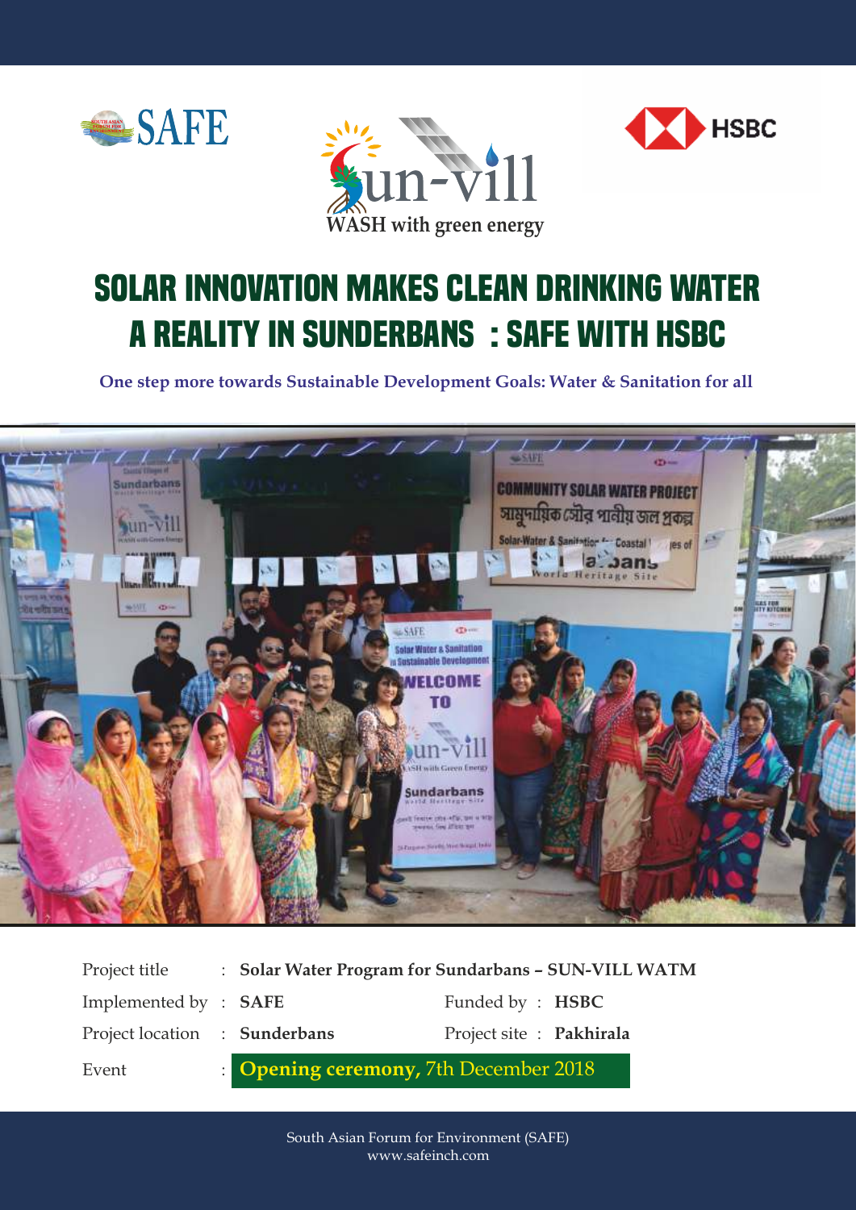SAFE

Sun-vill
WASH with green energy

HSBC

# SOLAR INNOVATION MAKES CLEAN DRINKING WATER A REALITY IN SUNDERBANS : SAFE WITH HSBC

**One step more towards Sustainable Development Goals: Water & Sanitation for all**

| | | | |
|---|---|---|---|
| Project title | : **Solar Water Program for Sundarbans – SUN-VILL WATM** | | |
| Implemented by | : **SAFE** | Funded by | : **HSBC** |
| Project location | : **Sunderbans** | Project site | : **Pakhirala** |
| Event | : **Opening ceremony,** 7th December 2018 | | |

South Asian Forum for Environment (SAFE)
www.safeinch.com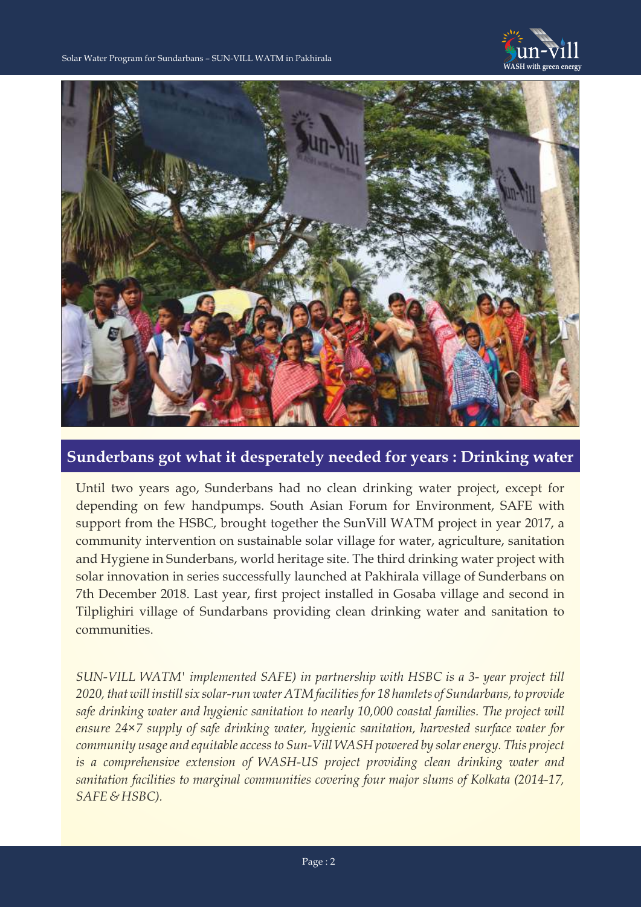## Sunderbans got what it desperately needed for years : Drinking water

Until two years ago, Sunderbans had no clean drinking water project, except for depending on few handpumps. South Asian Forum for Environment, SAFE with support from the HSBC, brought together the SunVill WATM project in year 2017, a community intervention on sustainable solar village for water, agriculture, sanitation and Hygiene in Sunderbans, world heritage site. The third drinking water project with solar innovation in series successfully launched at Pakhirala village of Sunderbans on 7th December 2018. Last year, first project installed in Gosaba village and second in Tilplighiri village of Sundarbans providing clean drinking water and sanitation to communities.

*SUN-VILL WATM' implemented SAFE) in partnership with HSBC is a 3- year project till 2020, that will instill six solar-run water ATM facilities for 18 hamlets of Sundarbans, to provide safe drinking water and hygienic sanitation to nearly 10,000 coastal families. The project will ensure 24×7 supply of safe drinking water, hygienic sanitation, harvested surface water for community usage and equitable access to Sun-Vill WASH powered by solar energy. This project is a comprehensive extension of WASH-US project providing clean drinking water and sanitation facilities to marginal communities covering four major slums of Kolkata (2014-17, SAFE & HSBC).*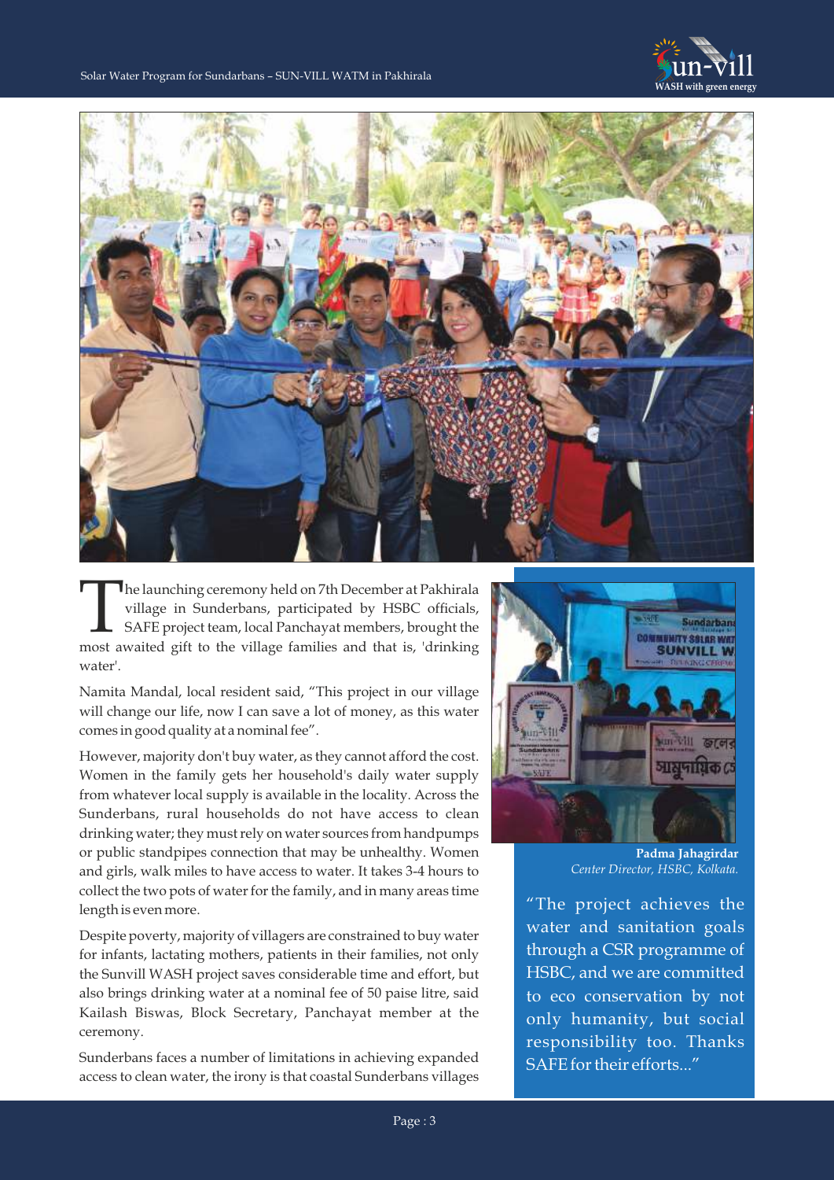The launching ceremony held on 7th December at Pakhirala village in Sunderbans, participated by HSBC officials, SAFE project team, local Panchayat members, brought the most awaited gift to the village families and that is, 'drinking water'.

Namita Mandal, local resident said, "This project in our village will change our life, now I can save a lot of money, as this water comes in good quality at a nominal fee".

However, majority don't buy water, as they cannot afford the cost. Women in the family gets her household's daily water supply from whatever local supply is available in the locality. Across the Sunderbans, rural households do not have access to clean drinking water; they must rely on water sources from handpumps or public standpipes connection that may be unhealthy. Women and girls, walk miles to have access to water. It takes 3-4 hours to collect the two pots of water for the family, and in many areas time length is even more.

Despite poverty, majority of villagers are constrained to buy water for infants, lactating mothers, patients in their families, not only the Sunvill WASH project saves considerable time and effort, but also brings drinking water at a nominal fee of 50 paise litre, said Kailash Biswas, Block Secretary, Panchayat member at the ceremony.

Sunderbans faces a number of limitations in achieving expanded access to clean water, the irony is that coastal Sunderbans villages

**Padma Jahagirdar**
*Center Director, HSBC, Kolkata.*

"The project achieves the water and sanitation goals through a CSR programme of HSBC, and we are committed to eco conservation by not only humanity, but social responsibility too. Thanks SAFE for their efforts..."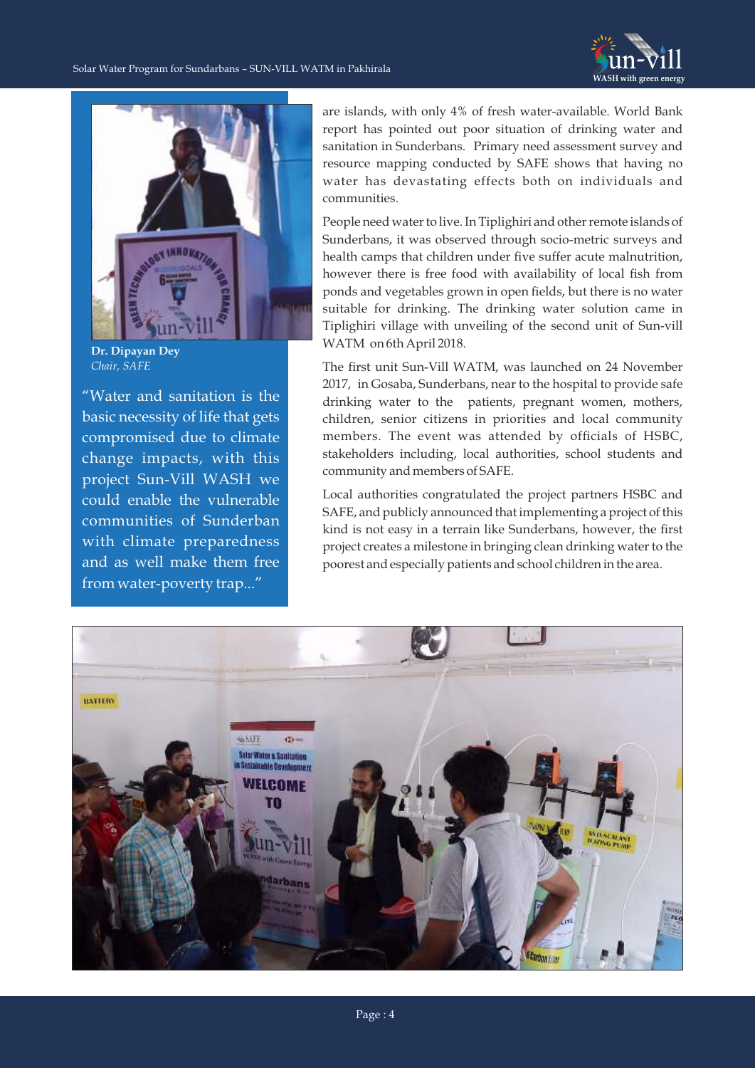**Dr. Dipayan Dey**
*Chair, SAFE*

"Water and sanitation is the basic necessity of life that gets compromised due to climate change impacts, with this project Sun-Vill WASH we could enable the vulnerable communities of Sunderban with climate preparedness and as well make them free from water-poverty trap..."

are islands, with only 4% of fresh water-available. World Bank report has pointed out poor situation of drinking water and sanitation in Sunderbans. Primary need assessment survey and resource mapping conducted by SAFE shows that having no water has devastating effects both on individuals and communities.

People need water to live. In Tiplighiri and other remote islands of Sunderbans, it was observed through socio-metric surveys and health camps that children under five suffer acute malnutrition, however there is free food with availability of local fish from ponds and vegetables grown in open fields, but there is no water suitable for drinking. The drinking water solution came in Tiplighiri village with unveiling of the second unit of Sun-vill WATM on 6th April 2018.

The first unit Sun-Vill WATM, was launched on 24 November 2017, in Gosaba, Sunderbans, near to the hospital to provide safe drinking water to the patients, pregnant women, mothers, children, senior citizens in priorities and local community members. The event was attended by officials of HSBC, stakeholders including, local authorities, school students and community and members of SAFE.

Local authorities congratulated the project partners HSBC and SAFE, and publicly announced that implementing a project of this kind is not easy in a terrain like Sunderbans, however, the first project creates a milestone in bringing clean drinking water to the poorest and especially patients and school children in the area.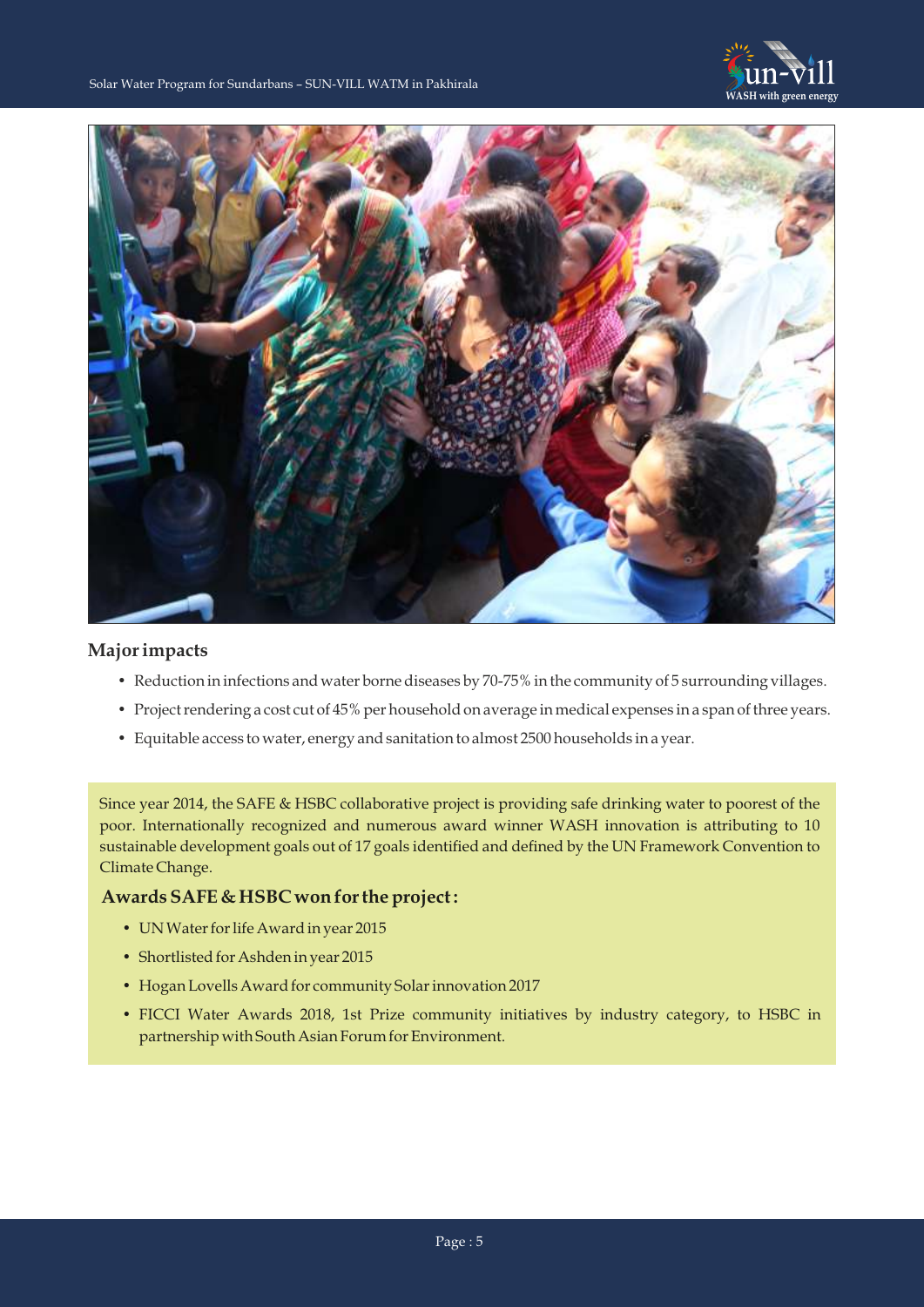## Major impacts

- Reduction in infections and water borne diseases by 70-75% in the community of 5 surrounding villages.
- Project rendering a cost cut of 45% per household on average in medical expenses in a span of three years.
- Equitable access to water, energy and sanitation to almost 2500 households in a year.

Since year 2014, the SAFE & HSBC collaborative project is providing safe drinking water to poorest of the poor. Internationally recognized and numerous award winner WASH innovation is attributing to 10 sustainable development goals out of 17 goals identified and defined by the UN Framework Convention to Climate Change.

### Awards SAFE & HSBC won for the project :

- UN Water for life Award in year 2015
- Shortlisted for Ashden in year 2015
- Hogan Lovells Award for community Solar innovation 2017
- FICCI Water Awards 2018, 1st Prize community initiatives by industry category, to HSBC in partnership with South Asian Forum for Environment.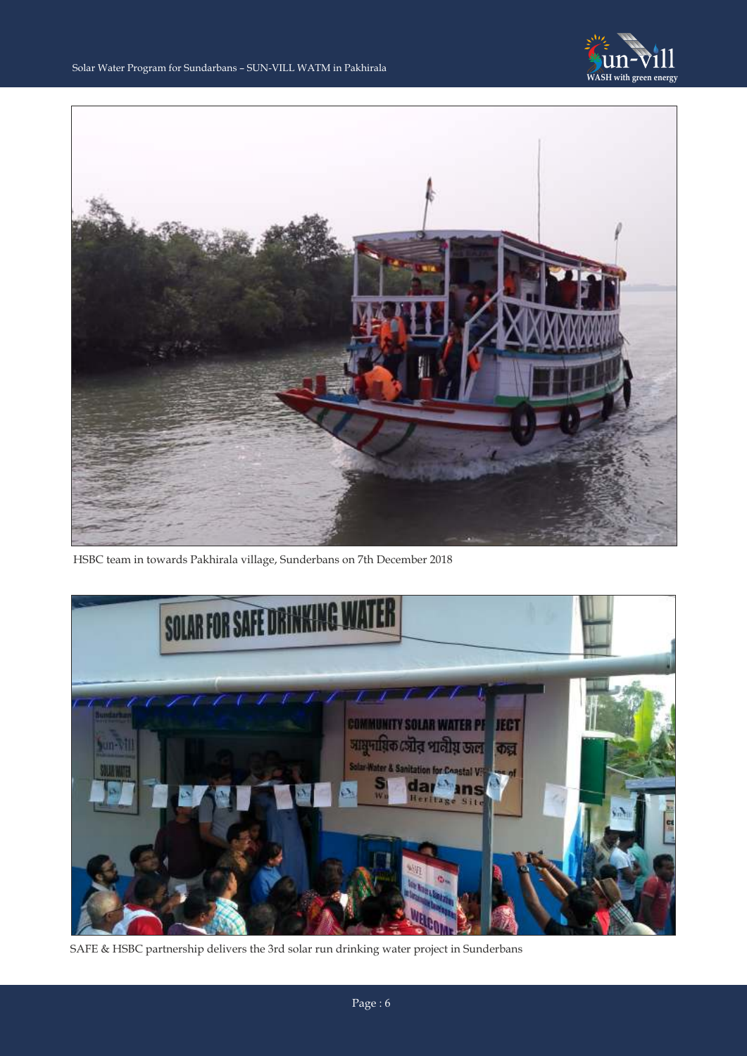HSBC team in towards Pakhirala village, Sunderbans on 7th December 2018

SAFE & HSBC partnership delivers the 3rd solar run drinking water project in Sunderbans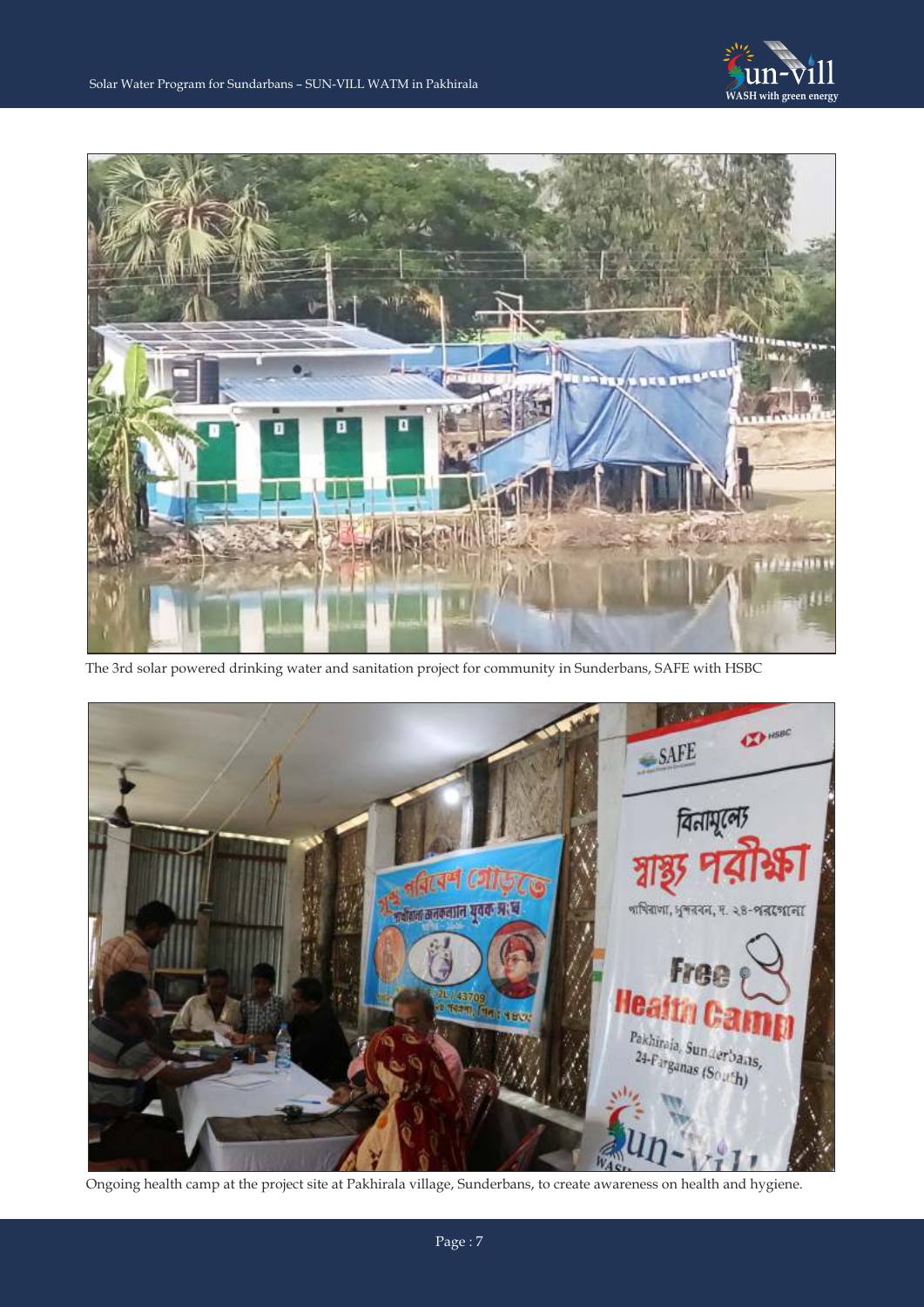The 3rd solar powered drinking water and sanitation project for community in Sunderbans, SAFE with HSBC

Ongoing health camp at the project site at Pakhirala village, Sunderbans, to create awareness on health and hygiene.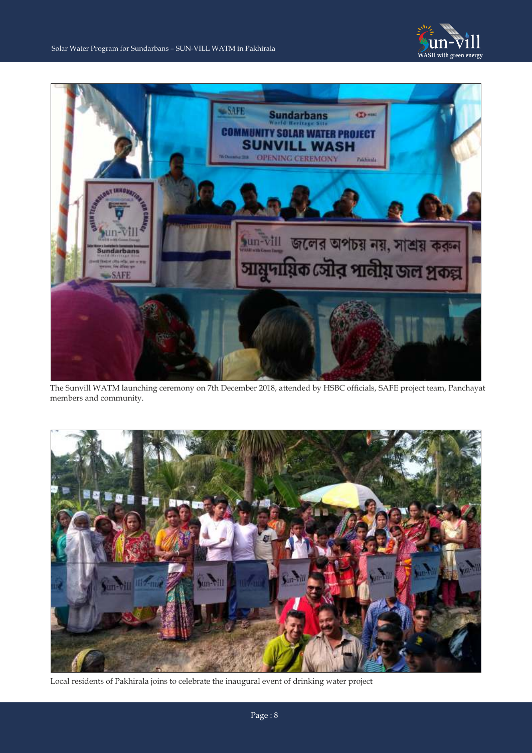The Sunvill WATM launching ceremony on 7th December 2018, attended by HSBC officials, SAFE project team, Panchayat members and community.

Local residents of Pakhirala joins to celebrate the inaugural event of drinking water project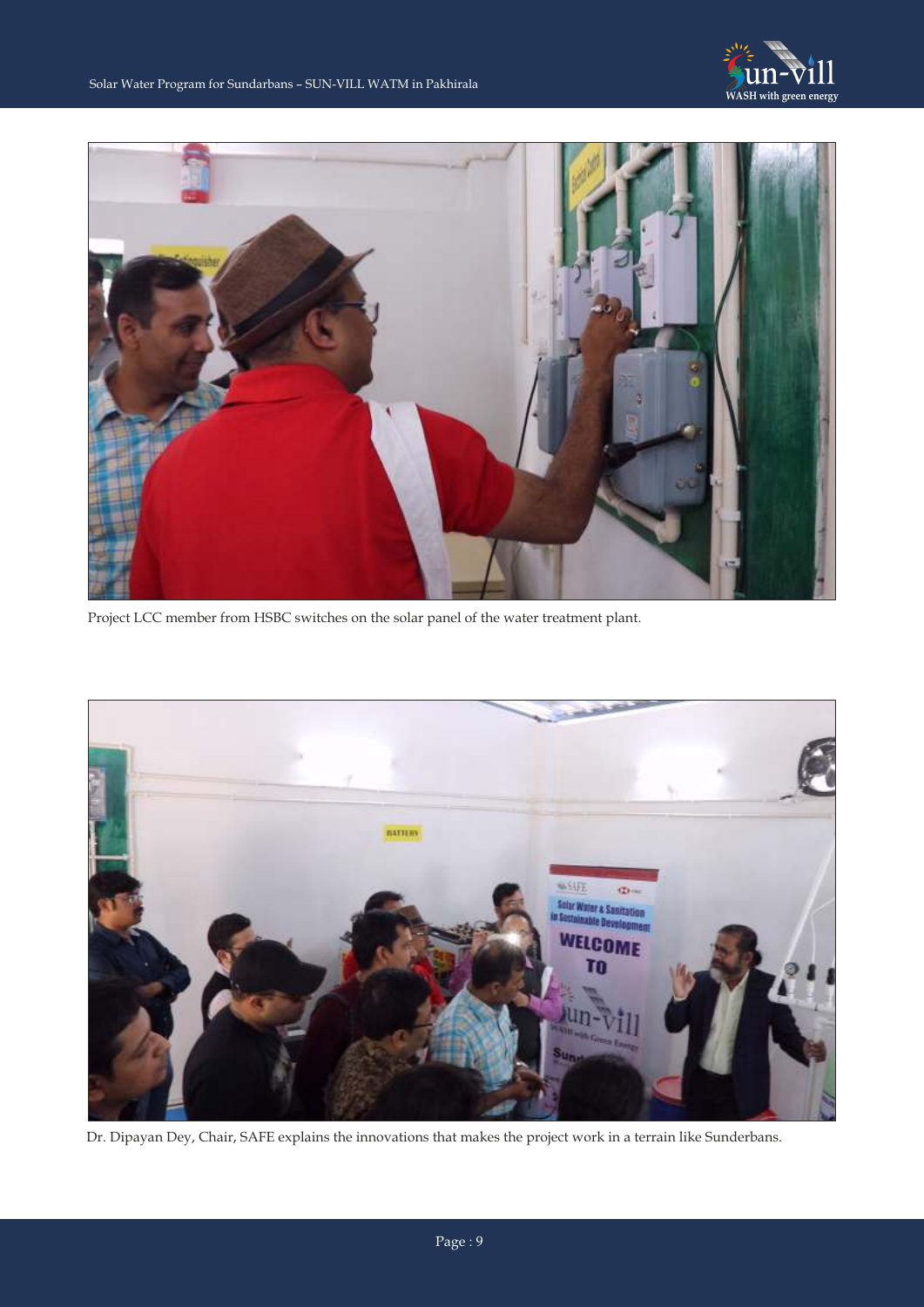Project LCC member from HSBC switches on the solar panel of the water treatment plant.

Dr. Dipayan Dey, Chair, SAFE explains the innovations that makes the project work in a terrain like Sunderbans.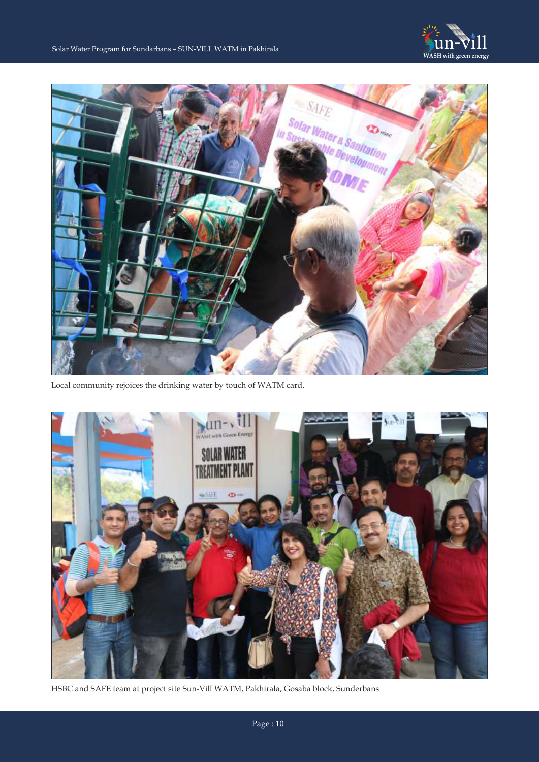Local community rejoices the drinking water by touch of WATM card.

HSBC and SAFE team at project site Sun-Vill WATM, Pakhirala, Gosaba block, Sunderbans